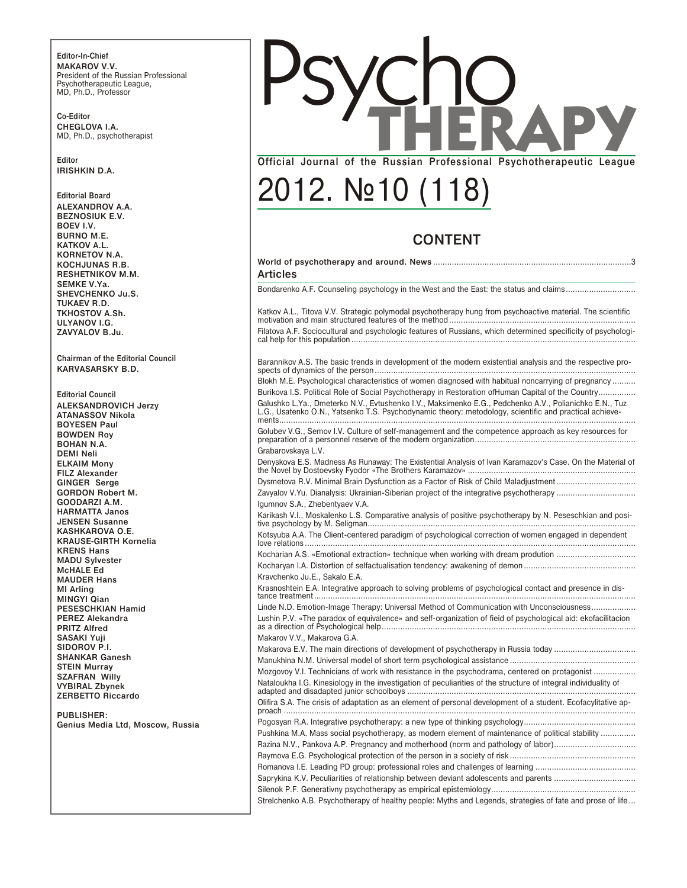**Editor-In-Chief**
**MAKAROV V.V.**
President of the Russian Professional Psychotherapeutic League,
MD, Ph.D., Professor

**Co-Editor**
**CHEGLOVA I.A.**
MD, Ph.D., psychotherapist

**Editor**
**IRISHKIN D.A.**

**Editorial Board**
**ALEXANDROV A.A.**
**BEZNOSIUK E.V.**
**BOEV I.V.**
**BURNO M.E.**
**KATKOV A.L.**
**KORNETOV N.A.**
**KOCHJUNAS R.B.**
**RESHETNIKOV M.M.**
**SEMKE V.Ya.**
**SHEVCHENKO Ju.S.**
**TUKAEV R.D.**
**TKHOSTOV A.Sh.**
**ULYANOV I.G.**
**ZAVYALOV B.Ju.**

**Chairman of the Editorial Council**
**KARVASARSKY B.D.**

**Editorial Council**
**ALEKSANDROVICH Jerzy**
**ATANASSOV Nikola**
**BOYESEN Paul**
**BOWDEN Roy**
**BOHAN N.A.**
**DEMI Neli**
**ELKAIM Mony**
**FILZ Alexander**
**GINGER Serge**
**GORDON Robert M.**
**GOODARZI A.M.**
**HARMATTA Janos**
**JENSEN Susanne**
**KASHKAROVA O.E.**
**KRAUSE-GIRTH Kornelia**
**KRENS Hans**
**MADU Sylvester**
**McHALE Ed**
**MAUDER Hans**
**MI Arling**
**MINGYI Qian**
**PESESCHKIAN Hamid**
**PEREZ Alekandra**
**PRITZ Alfred**
**SASAKI Yuji**
**SIDOROV P.I.**
**SHANKAR Ganesh**
**STEIN Murray**
**SZAFRAN Willy**
**VYBIRAL Zbynek**
**ZERBETTO Riccardo**

**PUBLISHER:**
**Genius Media Ltd, Moscow, Russia**

# Psycho THERAPY

**Official Journal of the Russian Professional Psychotherapeutic League**

# 2012. №10 (118)

## CONTENT

**World of psychotherapy and around. News** ....................................................................................3

### Articles

Bondarenko A.F. Counseling psychology in the West and the East: the status and claims..............................

Katkov A.L., Titova V.V. Strategic polymodal psychotherapy hung from psychoactive material. The scientific motivation and main structured features of the method...............................................................................

Filatova A.F. Sociocultural and psychologic features of Russians, which determined specificity of psychological help for this population.........................................................................................................

Barannikov A.S. The basic trends in development of the modern existential analysis and the respective prospects of dynamics of the person...............................................................................................................

Blokh M.E. Psychological characteristics of women diagnosed with habitual noncarrying of pregnancy..........

Burikova I.S. Political Role of Social Psychotherapy in Restoration ofHuman Capital of the Country................

Galushko L.Ya., Dmeterko N.V., Evtushenko I.V., Maksimenko E.G., Pedchenko A.V., Polianichko E.N., Tuz L.G., Usatenko O.N., Yatsenko T.S. Psychodynamic theory: metodology, scientific and practical achievements.......................................................................................................................................

Golubev V.G., Semov I.V. Culture of self-management and the competence approach as key resources for preparation of a personnel reserve of the modern organization....................................................................

Grabarovskaya L.V.

Denyskova E.S. Madness As Runaway: The Existential Analysis of Ivan Karamazov's Case. On the Material of the Novel by Dostoevsky Fyodor «The Brothers Karamazov» .......................................................................

Dysmetova R.V. Minimal Brain Dysfunction as a Factor of Risk of Child Maladjustment..................................

Zavyalov V.Yu. Dianalysis: Ukrainian-Siberian project of the integrative psychotherapy..................................

Igumnov S.A., Zhebentyaev V.A.

Karikash V.I., Moskalenko L.S. Comparative analysis of positive psychotherapy by N. Peseschkian and positive psychology by M. Seligman..................................................................................................................

Kotsyuba A.A. The Client-centered paradigm of psychological correction of women engaged in dependent love relations.............................................................................................................................................

Kocharian A.S. «Emotional extraction» technique when working with dream prodution .................................

Kocharyan I.A. Distortion of selfactualisation tendency: awakening of demon................................................

Kravchenko Ju.E., Sakalo E.A.

Krasnoshtein E.A. Integrative approach to solving problems of psychological contact and presence in distance treatment.........................................................................................................................................

Linde N.D. Emotion-Image Therapy: Universal Method of Communication with Unconsciousness...................

Lushin P.V. «The paradox of equivalence» and self-organization of fieid of psychological aid: ekofacilitacion as a direction of Psychological help............................................................................................................

Makarov V.V., Makarova G.A.

Makarova E.V. The main directions of development of psychotherapy in Russia today ..................................

Manukhina N.M. Universal model of short term psychological assistance.....................................................

Mozgovoy V.I. Technicians of work with resistance in the psychodrama, centered on protagonist ..................

Nataloukha I.G. Kinesiology in the investigation of peculiarities of the structure of integral individuality of adapted and disadapted junior schoolboys .................................................................................................

Olifira S.A. The crisis of adaptation as an element of personal development of a student. Ecofacylitative approach .....................................................................................................................................................

Pogosyan R.A. Integrative psychotherapy: a new type of thinking psychology................................................

Pushkina M.A. Mass social psychotherapy, as modern element of maintenance of political stability ...............

Razina N.V., Pankova A.P. Pregnancy and motherhood (norm and pathology of labor)...................................

Raymova E.G. Psychological protection of the person in a society of risk.....................................................

Romanova I.E. Leading PD group: professional roles and challenges of learning ...........................................

Saprykina K.V. Peculiarities of relationship between deviant adolescents and parents ..................................

Silenok P.F. Generativny psychotherapy as empirical epistemiology.............................................................

Strelchenko A.B. Psychotherapy of healthy people: Myths and Legends, strategies of fate and prose of life...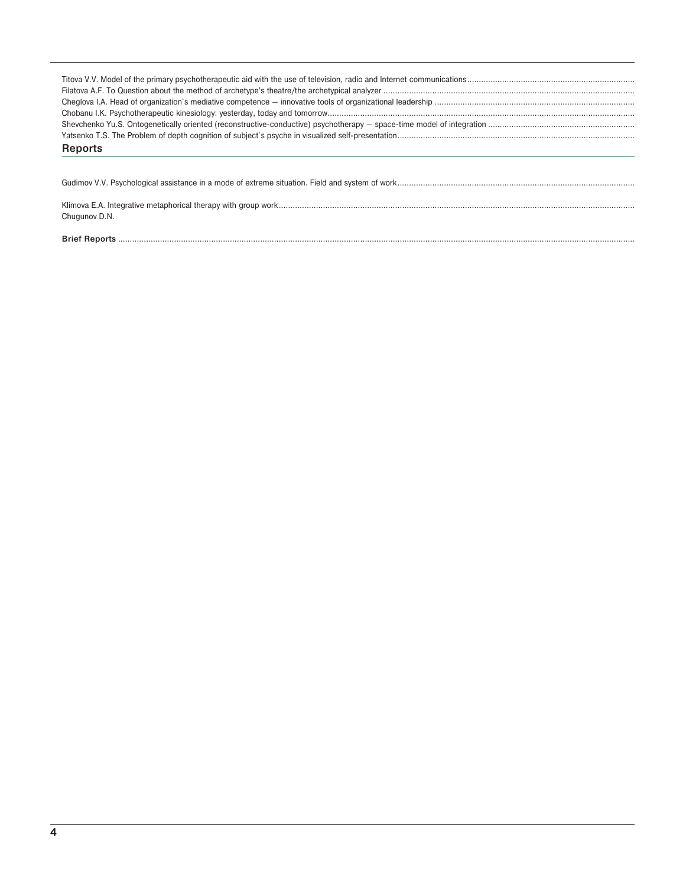Titova V.V. Model of the primary psychotherapeutic aid with the use of television, radio and Internet communications........................................................................

Filatova A.F. To Question about the method of archetype's theatre/the archetypical analyzer ...........................................................................................................

Cheglova I.A. Head of organization`s mediative competence — innovative tools of organizational leadership .....................................................................................

Chobanu I.K. Psychotherapeutic kinesiology: yesterday, today and tomorrow...................................................................................................................................

Shevchenko Yu.S. Ontogenetically oriented (reconstructive-conductive) psychotherapy — space-time model of integration ..............................................................

Yatsenko T.S. The Problem of depth cognition of subject`s psyche in visualized self-presentation.....................................................................................................

## Reports

Gudimov V.V. Psychological assistance in a mode of extreme situation. Field and system of work.....................................................................................................

Klimova E.A. Integrative metaphorical therapy with group work.........................................................................................................................................................
Chugunov D.N.

**Brief Reports** .........................................................................................................................................................................................................